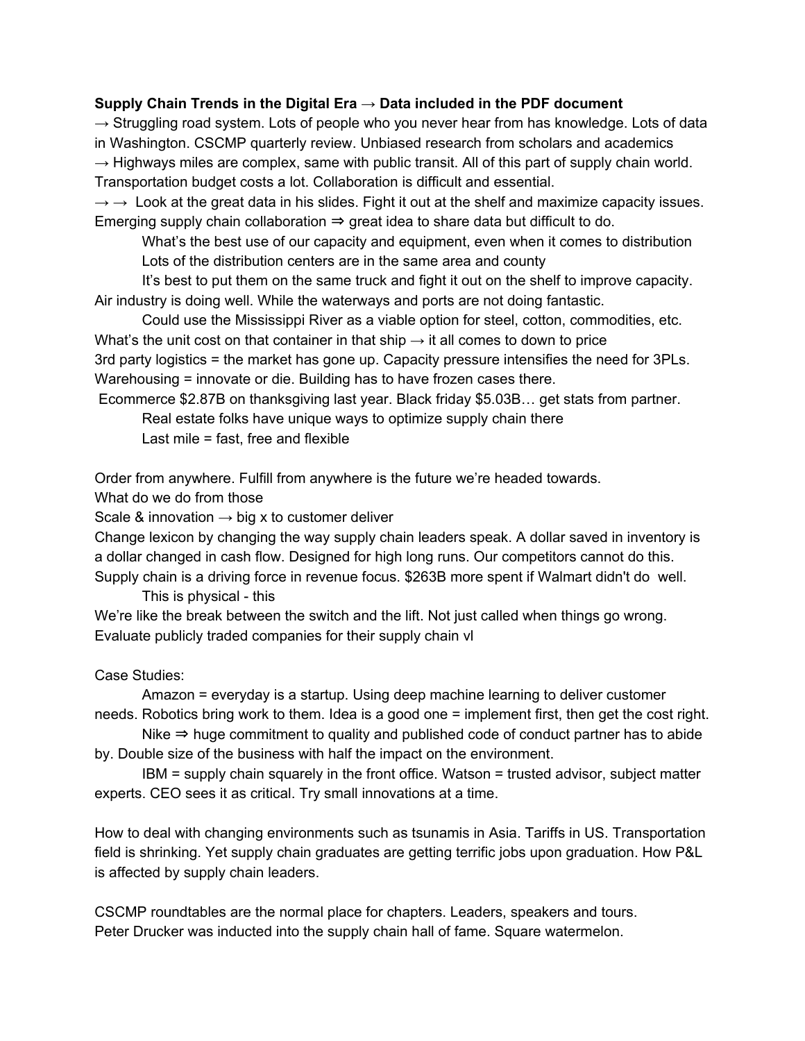**Supply Chain Trends in the Digital Era → Data included in the PDF document**

→ Struggling road system. Lots of people who you never hear from has knowledge. Lots of data in Washington. CSCMP quarterly review. Unbiased research from scholars and academics

→ Highways miles are complex, same with public transit. All of this part of supply chain world. Transportation budget costs a lot. Collaboration is difficult and essential.

→ → Look at the great data in his slides. Fight it out at the shelf and maximize capacity issues. Emerging supply chain collaboration ⇒ great idea to share data but difficult to do.

    What's the best use of our capacity and equipment, even when it comes to distribution
    Lots of the distribution centers are in the same area and county
    It's best to put them on the same truck and fight it out on the shelf to improve capacity.

Air industry is doing well. While the waterways and ports are not doing fantastic.

    Could use the Mississippi River as a viable option for steel, cotton, commodities, etc.

What's the unit cost on that container in that ship → it all comes to down to price

3rd party logistics = the market has gone up. Capacity pressure intensifies the need for 3PLs.

Warehousing = innovate or die. Building has to have frozen cases there.

Ecommerce $2.87B on thanksgiving last year. Black friday $5.03B… get stats from partner.

    Real estate folks have unique ways to optimize supply chain there
    Last mile = fast, free and flexible

Order from anywhere. Fulfill from anywhere is the future we're headed towards.

What do we do from those

Scale & innovation → big x to customer deliver

Change lexicon by changing the way supply chain leaders speak. A dollar saved in inventory is a dollar changed in cash flow. Designed for high long runs. Our competitors cannot do this. Supply chain is a driving force in revenue focus. $263B more spent if Walmart didn't do well.

    This is physical - this

We're like the break between the switch and the lift. Not just called when things go wrong. Evaluate publicly traded companies for their supply chain vl

Case Studies:

    Amazon = everyday is a startup. Using deep machine learning to deliver customer needs. Robotics bring work to them. Idea is a good one = implement first, then get the cost right.

    Nike ⇒ huge commitment to quality and published code of conduct partner has to abide by. Double size of the business with half the impact on the environment.

    IBM = supply chain squarely in the front office. Watson = trusted advisor, subject matter experts. CEO sees it as critical. Try small innovations at a time.

How to deal with changing environments such as tsunamis in Asia. Tariffs in US. Transportation field is shrinking. Yet supply chain graduates are getting terrific jobs upon graduation. How P&L is affected by supply chain leaders.

CSCMP roundtables are the normal place for chapters. Leaders, speakers and tours.

Peter Drucker was inducted into the supply chain hall of fame. Square watermelon.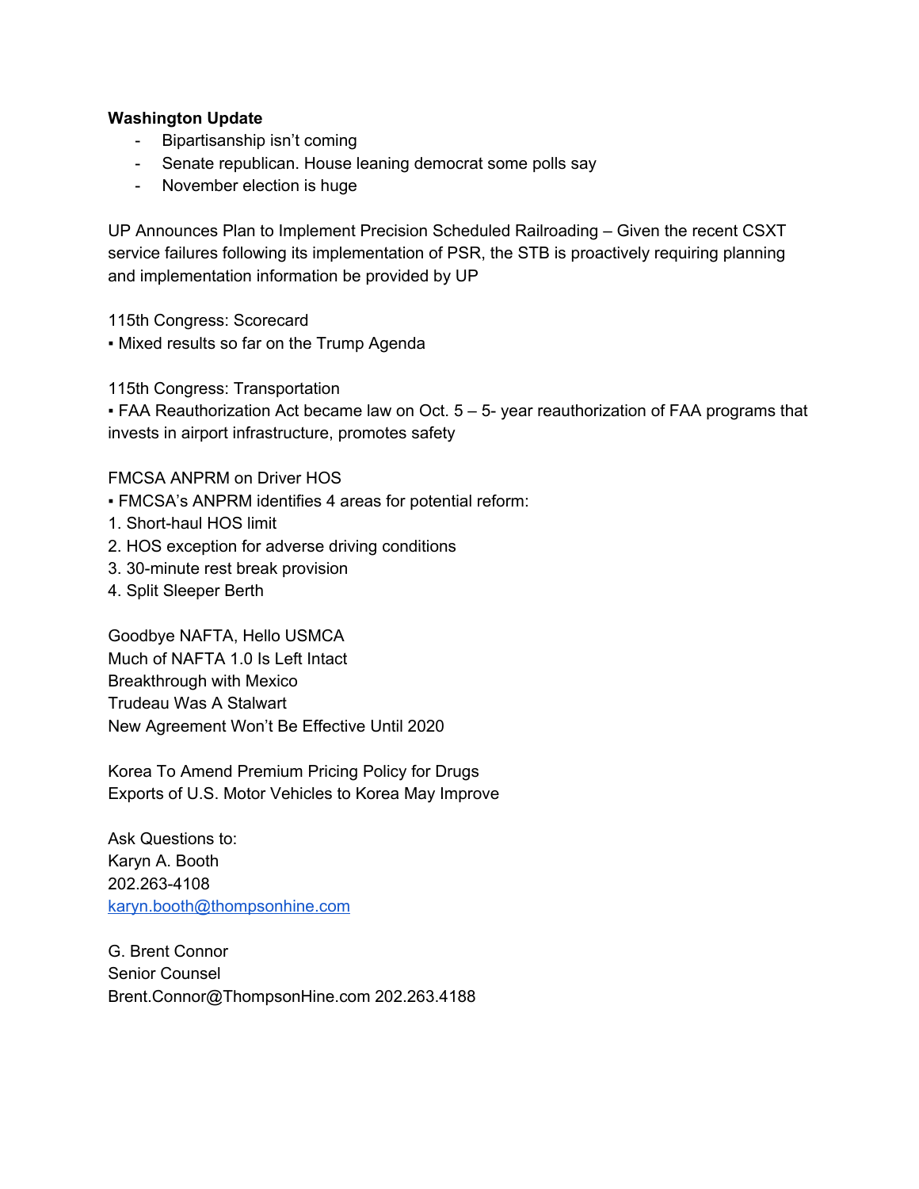**Washington Update**

- Bipartisanship isn't coming
- Senate republican. House leaning democrat some polls say
- November election is huge

UP Announces Plan to Implement Precision Scheduled Railroading – Given the recent CSXT service failures following its implementation of PSR, the STB is proactively requiring planning and implementation information be provided by UP

115th Congress: Scorecard
▪ Mixed results so far on the Trump Agenda

115th Congress: Transportation
▪ FAA Reauthorization Act became law on Oct. 5 – 5- year reauthorization of FAA programs that invests in airport infrastructure, promotes safety

FMCSA ANPRM on Driver HOS
▪ FMCSA's ANPRM identifies 4 areas for potential reform:
1. Short-haul HOS limit
2. HOS exception for adverse driving conditions
3. 30-minute rest break provision
4. Split Sleeper Berth

Goodbye NAFTA, Hello USMCA
Much of NAFTA 1.0 Is Left Intact
Breakthrough with Mexico
Trudeau Was A Stalwart
New Agreement Won't Be Effective Until 2020

Korea To Amend Premium Pricing Policy for Drugs
Exports of U.S. Motor Vehicles to Korea May Improve

Ask Questions to:
Karyn A. Booth
202.263-4108
karyn.booth@thompsonhine.com

G. Brent Connor
Senior Counsel
Brent.Connor@ThompsonHine.com 202.263.4188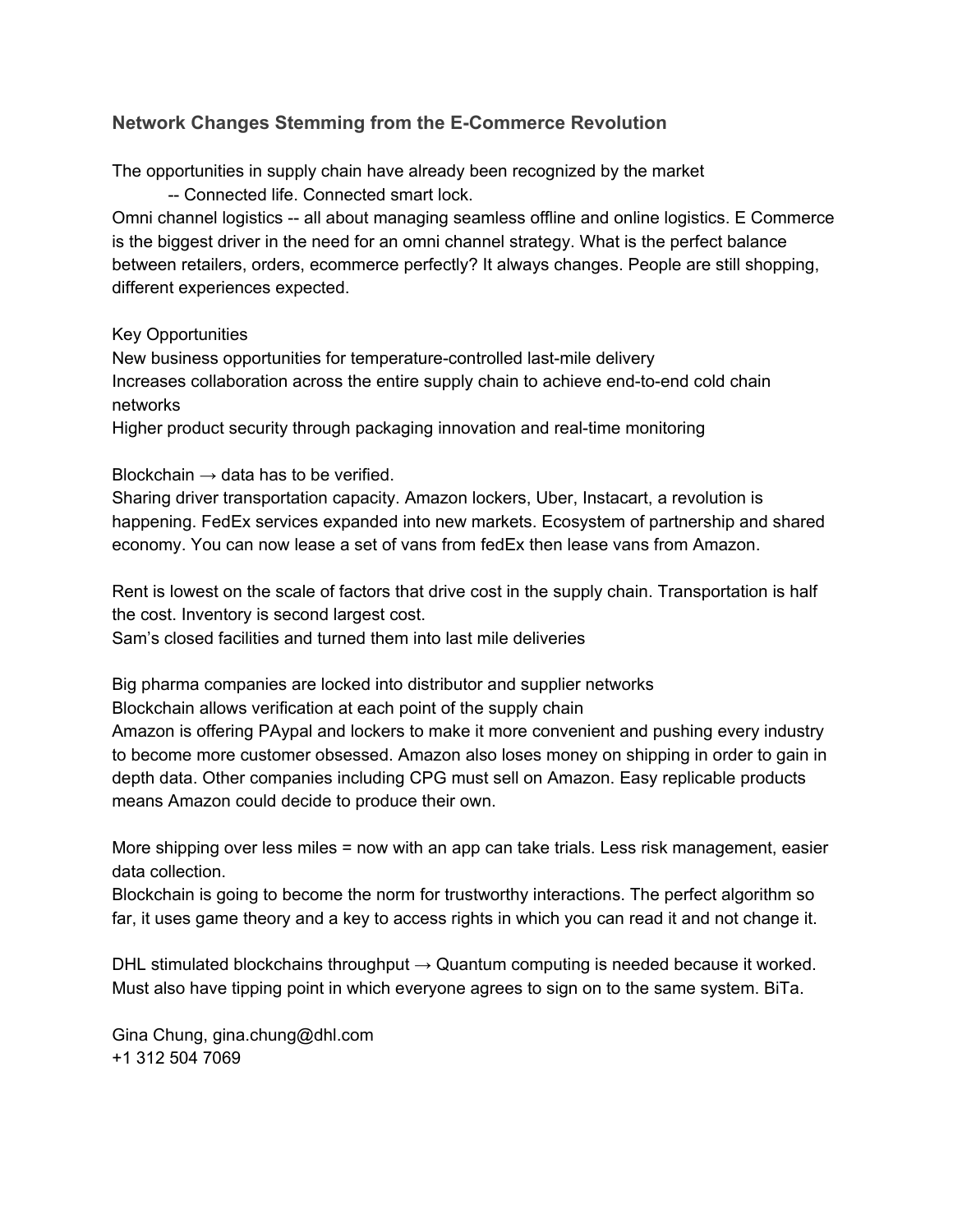### Network Changes Stemming from the E-Commerce Revolution

The opportunities in supply chain have already been recognized by the market

-- Connected life. Connected smart lock.

Omni channel logistics -- all about managing seamless offline and online logistics. E Commerce is the biggest driver in the need for an omni channel strategy. What is the perfect balance between retailers, orders, ecommerce perfectly? It always changes. People are still shopping, different experiences expected.

Key Opportunities
New business opportunities for temperature-controlled last-mile delivery
Increases collaboration across the entire supply chain to achieve end-to-end cold chain networks
Higher product security through packaging innovation and real-time monitoring

Blockchain → data has to be verified.
Sharing driver transportation capacity. Amazon lockers, Uber, Instacart, a revolution is happening. FedEx services expanded into new markets. Ecosystem of partnership and shared economy. You can now lease a set of vans from fedEx then lease vans from Amazon.

Rent is lowest on the scale of factors that drive cost in the supply chain. Transportation is half the cost. Inventory is second largest cost.
Sam's closed facilities and turned them into last mile deliveries

Big pharma companies are locked into distributor and supplier networks
Blockchain allows verification at each point of the supply chain
Amazon is offering PAypal and lockers to make it more convenient and pushing every industry to become more customer obsessed. Amazon also loses money on shipping in order to gain in depth data. Other companies including CPG must sell on Amazon. Easy replicable products means Amazon could decide to produce their own.

More shipping over less miles = now with an app can take trials. Less risk management, easier data collection.
Blockchain is going to become the norm for trustworthy interactions. The perfect algorithm so far, it uses game theory and a key to access rights in which you can read it and not change it.

DHL stimulated blockchains throughput → Quantum computing is needed because it worked. Must also have tipping point in which everyone agrees to sign on to the same system. BiTa.

Gina Chung, gina.chung@dhl.com
+1 312 504 7069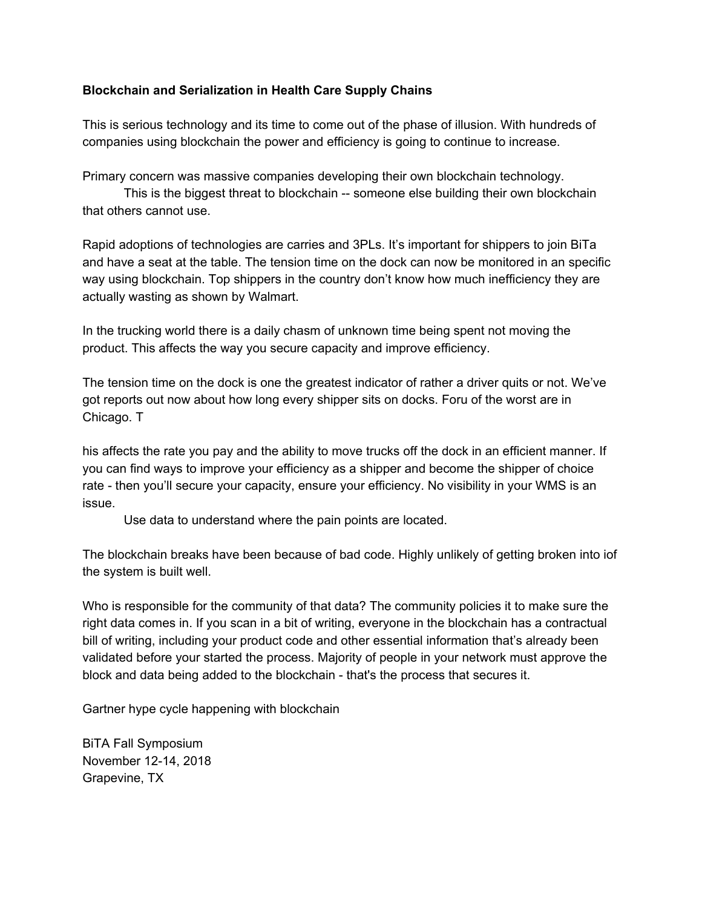**Blockchain and Serialization in Health Care Supply Chains**

This is serious technology and its time to come out of the phase of illusion. With hundreds of companies using blockchain the power and efficiency is going to continue to increase.

Primary concern was massive companies developing their own blockchain technology.

This is the biggest threat to blockchain -- someone else building their own blockchain that others cannot use.

Rapid adoptions of technologies are carries and 3PLs. It's important for shippers to join BiTa and have a seat at the table. The tension time on the dock can now be monitored in an specific way using blockchain. Top shippers in the country don't know how much inefficiency they are actually wasting as shown by Walmart.

In the trucking world there is a daily chasm of unknown time being spent not moving the product. This affects the way you secure capacity and improve efficiency.

The tension time on the dock is one the greatest indicator of rather a driver quits or not. We've got reports out now about how long every shipper sits on docks. Foru of the worst are in Chicago. T

his affects the rate you pay and the ability to move trucks off the dock in an efficient manner. If you can find ways to improve your efficiency as a shipper and become the shipper of choice rate - then you'll secure your capacity, ensure your efficiency. No visibility in your WMS is an issue.

Use data to understand where the pain points are located.

The blockchain breaks have been because of bad code. Highly unlikely of getting broken into iof the system is built well.

Who is responsible for the community of that data? The community policies it to make sure the right data comes in. If you scan in a bit of writing, everyone in the blockchain has a contractual bill of writing, including your product code and other essential information that's already been validated before your started the process. Majority of people in your network must approve the block and data being added to the blockchain - that's the process that secures it.

Gartner hype cycle happening with blockchain

BiTA Fall Symposium
November 12-14, 2018
Grapevine, TX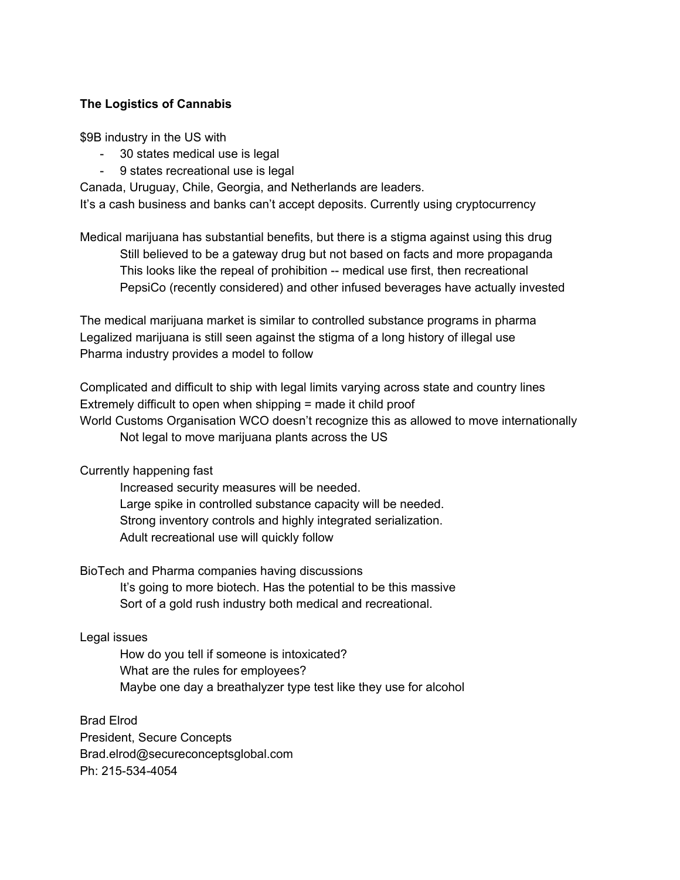**The Logistics of Cannabis**

$9B industry in the US with

- 30 states medical use is legal
- 9 states recreational use is legal

Canada, Uruguay, Chile, Georgia, and Netherlands are leaders.
It's a cash business and banks can't accept deposits. Currently using cryptocurrency

Medical marijuana has substantial benefits, but there is a stigma against using this drug

> Still believed to be a gateway drug but not based on facts and more propaganda
> This looks like the repeal of prohibition -- medical use first, then recreational
> PepsiCo (recently considered) and other infused beverages have actually invested

The medical marijuana market is similar to controlled substance programs in pharma
Legalized marijuana is still seen against the stigma of a long history of illegal use
Pharma industry provides a model to follow

Complicated and difficult to ship with legal limits varying across state and country lines
Extremely difficult to open when shipping = made it child proof
World Customs Organisation WCO doesn't recognize this as allowed to move internationally

> Not legal to move marijuana plants across the US

Currently happening fast

> Increased security measures will be needed.
> Large spike in controlled substance capacity will be needed.
> Strong inventory controls and highly integrated serialization.
> Adult recreational use will quickly follow

BioTech and Pharma companies having discussions

> It's going to more biotech. Has the potential to be this massive
> Sort of a gold rush industry both medical and recreational.

Legal issues

> How do you tell if someone is intoxicated?
> What are the rules for employees?
> Maybe one day a breathalyzer type test like they use for alcohol

Brad Elrod
President, Secure Concepts
Brad.elrod@secureconceptsglobal.com
Ph: 215-534-4054